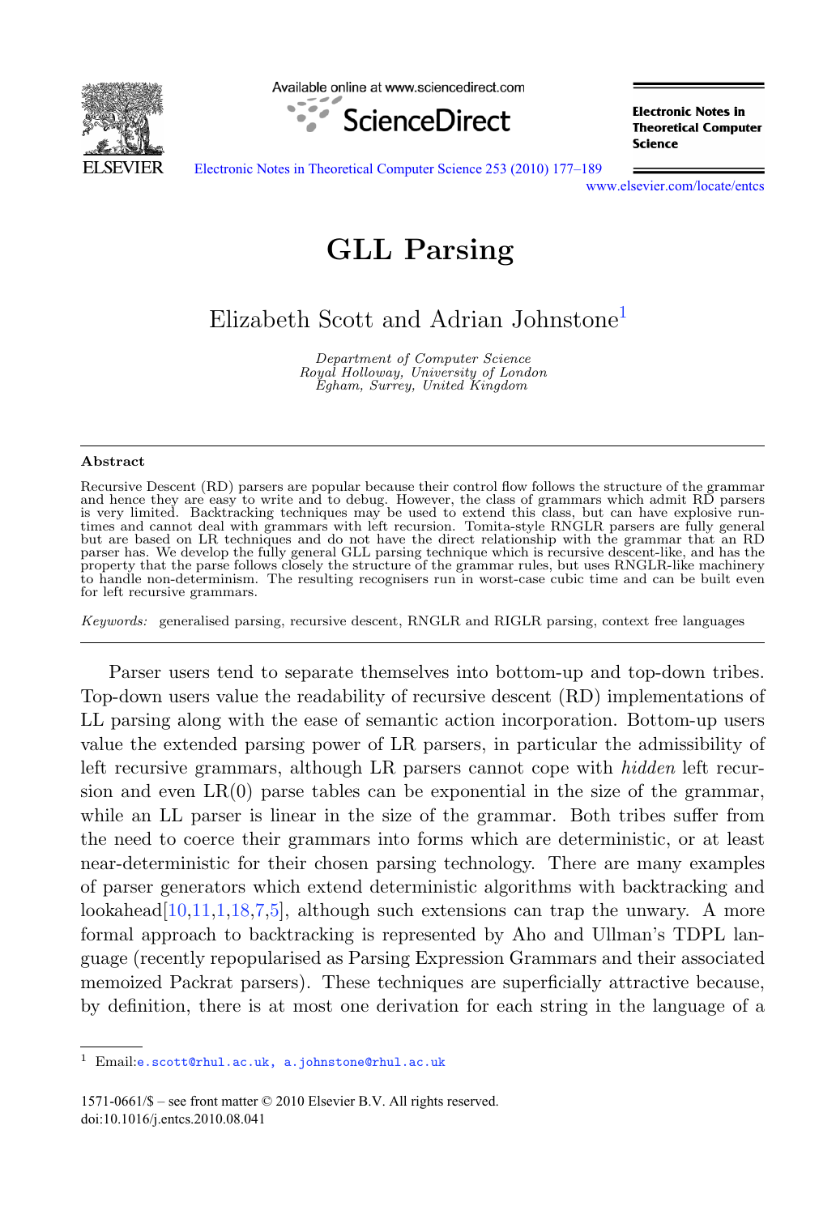# GLL Parsing

Elizabeth Scott and Adrian Johnstone[1]

*Department of Computer Science*
*Royal Holloway, University of London*
*Egham, Surrey, United Kingdom*

## Abstract

Recursive Descent (RD) parsers are popular because their control flow follows the structure of the grammar and hence they are easy to write and to debug. However, the class of grammars which admit RD parsers is very limited. Backtracking techniques may be used to extend this class, but can have explosive runtimes and cannot deal with grammars with left recursion. Tomita-style RNGLR parsers are fully general but are based on LR techniques and do not have the direct relationship with the grammar that an RD parser has. We develop the fully general GLL parsing technique which is recursive descent-like, and has the property that the parse follows closely the structure of the grammar rules, but uses RNGLR-like machinery to handle non-determinism. The resulting recognisers run in worst-case cubic time and can be built even for left recursive grammars.

*Keywords:* generalised parsing, recursive descent, RNGLR and RIGLR parsing, context free languages

Parser users tend to separate themselves into bottom-up and top-down tribes. Top-down users value the readability of recursive descent (RD) implementations of LL parsing along with the ease of semantic action incorporation. Bottom-up users value the extended parsing power of LR parsers, in particular the admissibility of left recursive grammars, although LR parsers cannot cope with *hidden* left recursion and even LR(0) parse tables can be exponential in the size of the grammar, while an LL parser is linear in the size of the grammar. Both tribes suffer from the need to coerce their grammars into forms which are deterministic, or at least near-deterministic for their chosen parsing technology. There are many examples of parser generators which extend deterministic algorithms with backtracking and lookahead[10,11,1,18,7,5], although such extensions can trap the unwary. A more formal approach to backtracking is represented by Aho and Ullman's TDPL language (recently repopularised as Parsing Expression Grammars and their associated memoized Packrat parsers). These techniques are superficially attractive because, by definition, there is at most one derivation for each string in the language of a

---

[1] Email:e.scott@rhul.ac.uk, a.johnstone@rhul.ac.uk

1571-0661/$ – see front matter © 2010 Elsevier B.V. All rights reserved.
doi:10.1016/j.entcs.2010.08.041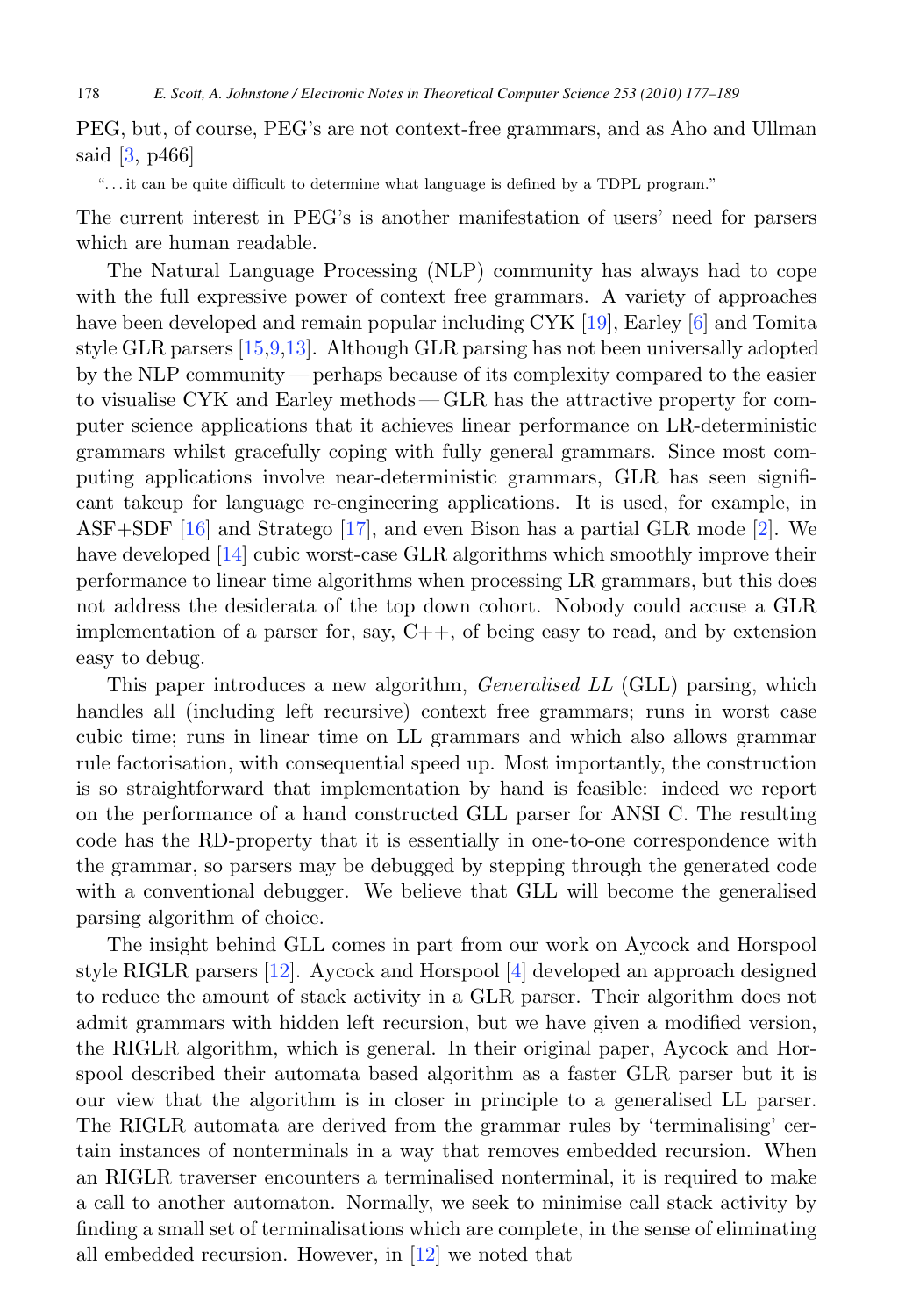PEG, but, of course, PEG's are not context-free grammars, and as Aho and Ullman said [3, p466]

"...it can be quite difficult to determine what language is defined by a TDPL program."

The current interest in PEG's is another manifestation of users' need for parsers which are human readable.

The Natural Language Processing (NLP) community has always had to cope with the full expressive power of context free grammars. A variety of approaches have been developed and remain popular including CYK [19], Earley [6] and Tomita style GLR parsers [15,9,13]. Although GLR parsing has not been universally adopted by the NLP community — perhaps because of its complexity compared to the easier to visualise CYK and Earley methods — GLR has the attractive property for computer science applications that it achieves linear performance on LR-deterministic grammars whilst gracefully coping with fully general grammars. Since most computing applications involve near-deterministic grammars, GLR has seen significant takeup for language re-engineering applications. It is used, for example, in ASF+SDF [16] and Stratego [17], and even Bison has a partial GLR mode [2]. We have developed [14] cubic worst-case GLR algorithms which smoothly improve their performance to linear time algorithms when processing LR grammars, but this does not address the desiderata of the top down cohort. Nobody could accuse a GLR implementation of a parser for, say, C++, of being easy to read, and by extension easy to debug.

This paper introduces a new algorithm, *Generalised LL* (GLL) parsing, which handles all (including left recursive) context free grammars; runs in worst case cubic time; runs in linear time on LL grammars and which also allows grammar rule factorisation, with consequential speed up. Most importantly, the construction is so straightforward that implementation by hand is feasible: indeed we report on the performance of a hand constructed GLL parser for ANSI C. The resulting code has the RD-property that it is essentially in one-to-one correspondence with the grammar, so parsers may be debugged by stepping through the generated code with a conventional debugger. We believe that GLL will become the generalised parsing algorithm of choice.

The insight behind GLL comes in part from our work on Aycock and Horspool style RIGLR parsers [12]. Aycock and Horspool [4] developed an approach designed to reduce the amount of stack activity in a GLR parser. Their algorithm does not admit grammars with hidden left recursion, but we have given a modified version, the RIGLR algorithm, which is general. In their original paper, Aycock and Horspool described their automata based algorithm as a faster GLR parser but it is our view that the algorithm is in closer in principle to a generalised LL parser. The RIGLR automata are derived from the grammar rules by 'terminalising' certain instances of nonterminals in a way that removes embedded recursion. When an RIGLR traverser encounters a terminalised nonterminal, it is required to make a call to another automaton. Normally, we seek to minimise call stack activity by finding a small set of terminalisations which are complete, in the sense of eliminating all embedded recursion. However, in [12] we noted that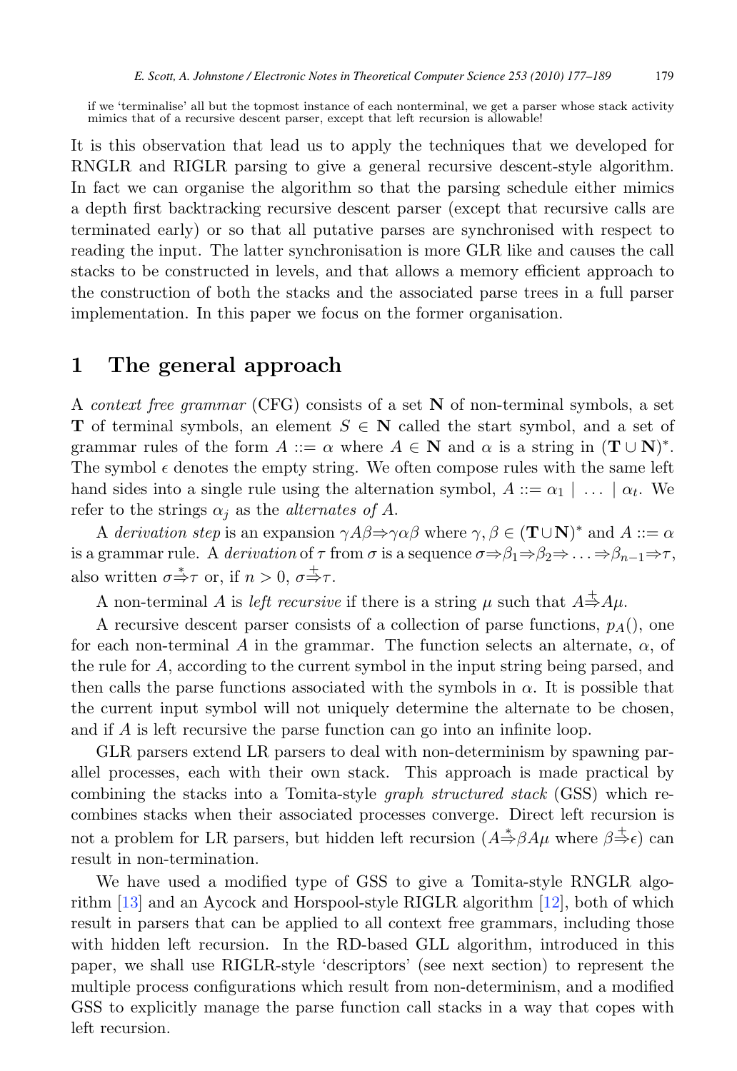if we 'terminalise' all but the topmost instance of each nonterminal, we get a parser whose stack activity mimics that of a recursive descent parser, except that left recursion is allowable!

It is this observation that lead us to apply the techniques that we developed for RNGLR and RIGLR parsing to give a general recursive descent-style algorithm. In fact we can organise the algorithm so that the parsing schedule either mimics a depth first backtracking recursive descent parser (except that recursive calls are terminated early) or so that all putative parses are synchronised with respect to reading the input. The latter synchronisation is more GLR like and causes the call stacks to be constructed in levels, and that allows a memory efficient approach to the construction of both the stacks and the associated parse trees in a full parser implementation. In this paper we focus on the former organisation.

# 1 The general approach

A *context free grammar* (CFG) consists of a set $\mathbf{N}$ of non-terminal symbols, a set $\mathbf{T}$ of terminal symbols, an element $S \in \mathbf{N}$ called the start symbol, and a set of grammar rules of the form $A ::= \alpha$ where $A \in \mathbf{N}$ and $\alpha$ is a string in $(\mathbf{T} \cup \mathbf{N})^*$. The symbol $\epsilon$ denotes the empty string. We often compose rules with the same left hand sides into a single rule using the alternation symbol, $A ::= \alpha_1 \mid \ldots \mid \alpha_t$. We refer to the strings $\alpha_j$ as the *alternates of* $A$.

A *derivation step* is an expansion $\gamma A \beta \Rightarrow \gamma \alpha \beta$ where $\gamma, \beta \in (\mathbf{T} \cup \mathbf{N})^*$ and $A ::= \alpha$ is a grammar rule. A *derivation* of $\tau$ from $\sigma$ is a sequence $\sigma \Rightarrow \beta_1 \Rightarrow \beta_2 \Rightarrow \ldots \Rightarrow \beta_{n-1} \Rightarrow \tau$, also written $\sigma \stackrel{*}{\Rightarrow} \tau$ or, if $n > 0$, $\sigma \stackrel{+}{\Rightarrow} \tau$.

A non-terminal $A$ is *left recursive* if there is a string $\mu$ such that $A \stackrel{+}{\Rightarrow} A\mu$.

A recursive descent parser consists of a collection of parse functions, $p_A()$, one for each non-terminal $A$ in the grammar. The function selects an alternate, $\alpha$, of the rule for $A$, according to the current symbol in the input string being parsed, and then calls the parse functions associated with the symbols in $\alpha$. It is possible that the current input symbol will not uniquely determine the alternate to be chosen, and if $A$ is left recursive the parse function can go into an infinite loop.

GLR parsers extend LR parsers to deal with non-determinism by spawning parallel processes, each with their own stack. This approach is made practical by combining the stacks into a Tomita-style *graph structured stack* (GSS) which recombines stacks when their associated processes converge. Direct left recursion is not a problem for LR parsers, but hidden left recursion ($A \stackrel{*}{\Rightarrow} \beta A \mu$ where $\beta \stackrel{+}{\Rightarrow} \epsilon$) can result in non-termination.

We have used a modified type of GSS to give a Tomita-style RNGLR algorithm [13] and an Aycock and Horspool-style RIGLR algorithm [12], both of which result in parsers that can be applied to all context free grammars, including those with hidden left recursion. In the RD-based GLL algorithm, introduced in this paper, we shall use RIGLR-style 'descriptors' (see next section) to represent the multiple process configurations which result from non-determinism, and a modified GSS to explicitly manage the parse function call stacks in a way that copes with left recursion.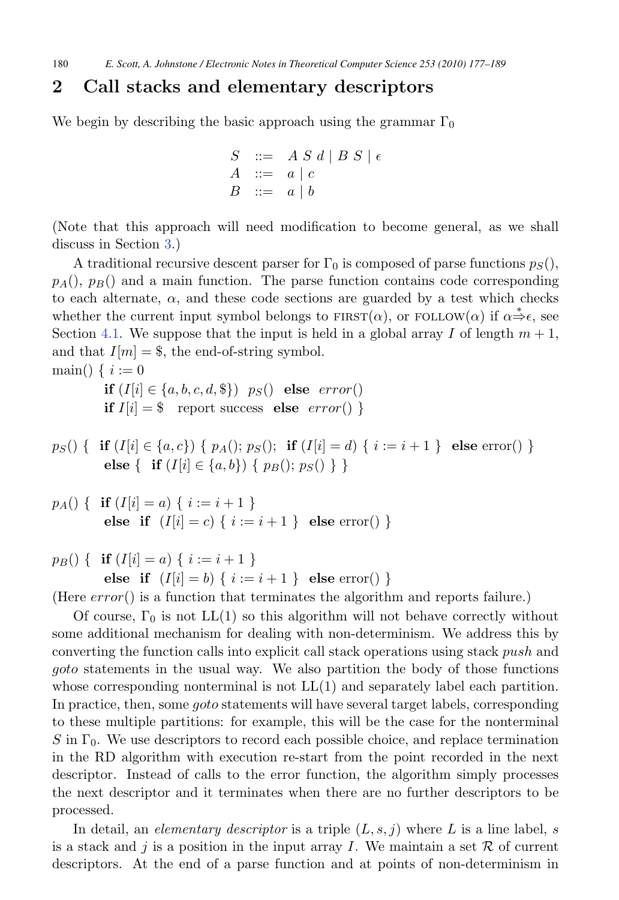## 2 Call stacks and elementary descriptors

We begin by describing the basic approach using the grammar $\Gamma_0$

$$
\begin{array}{lcl}
S & ::= & A\ S\ d \mid B\ S \mid \epsilon \\
A & ::= & a \mid c \\
B & ::= & a \mid b
\end{array}
$$

(Note that this approach will need modification to become general, as we shall discuss in Section 3.)

A traditional recursive descent parser for $\Gamma_0$ is composed of parse functions $p_S()$, $p_A()$, $p_B()$ and a main function. The parse function contains code corresponding to each alternate, $\alpha$, and these code sections are guarded by a test which checks whether the current input symbol belongs to FIRST($\alpha$), or FOLLOW($\alpha$) if $\alpha \stackrel{*}{\Rightarrow} \epsilon$, see Section 4.1. We suppose that the input is held in a global array $I$ of length $m+1$, and that $I[m] = \$$, the end-of-string symbol.

```
main() { i := 0
         if (I[i] ∈ {a, b, c, d, $}) p_S() else error()
         if I[i] = $  report success  else error() }

p_S() { if (I[i] ∈ {a, c}) { p_A(); p_S(); if (I[i] = d) { i := i + 1 } else error() }
        else { if (I[i] ∈ {a, b}) { p_B(); p_S() } }

p_A() { if (I[i] = a) { i := i + 1 }
        else if (I[i] = c) { i := i + 1 } else error() }

p_B() { if (I[i] = a) { i := i + 1 }
        else if (I[i] = b) { i := i + 1 } else error() }
```

(Here *error*() is a function that terminates the algorithm and reports failure.)

Of course, $\Gamma_0$ is not LL(1) so this algorithm will not behave correctly without some additional mechanism for dealing with non-determinism. We address this by converting the function calls into explicit call stack operations using stack *push* and *goto* statements in the usual way. We also partition the body of those functions whose corresponding nonterminal is not LL(1) and separately label each partition. In practice, then, some *goto* statements will have several target labels, corresponding to these multiple partitions: for example, this will be the case for the nonterminal $S$ in $\Gamma_0$. We use descriptors to record each possible choice, and replace termination in the RD algorithm with execution re-start from the point recorded in the next descriptor. Instead of calls to the error function, the algorithm simply processes the next descriptor and it terminates when there are no further descriptors to be processed.

In detail, an *elementary descriptor* is a triple $(L, s, j)$ where $L$ is a line label, $s$ is a stack and $j$ is a position in the input array $I$. We maintain a set $\mathcal{R}$ of current descriptors. At the end of a parse function and at points of non-determinism in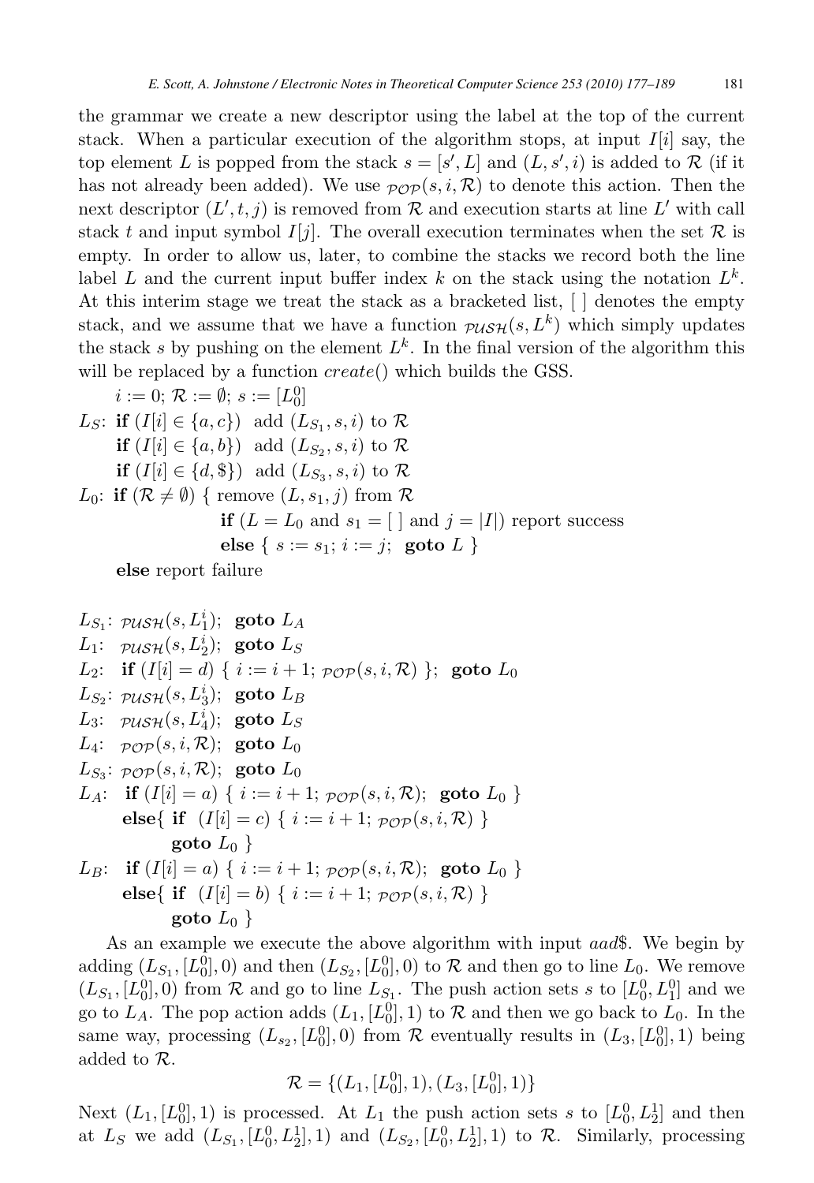the grammar we create a new descriptor using the label at the top of the current stack. When a particular execution of the algorithm stops, at input $I[i]$ say, the top element $L$ is popped from the stack $s = [s', L]$ and $(L, s', i)$ is added to $\mathcal{R}$ (if it has not already been added). We use $\mathcal{POP}(s, i, \mathcal{R})$ to denote this action. Then the next descriptor $(L', t, j)$ is removed from $\mathcal{R}$ and execution starts at line $L'$ with call stack $t$ and input symbol $I[j]$. The overall execution terminates when the set $\mathcal{R}$ is empty. In order to allow us, later, to combine the stacks we record both the line label $L$ and the current input buffer index $k$ on the stack using the notation $L^k$. At this interim stage we treat the stack as a bracketed list, [ ] denotes the empty stack, and we assume that we have a function $\mathcal{PUSH}(s, L^k)$ which simply updates the stack $s$ by pushing on the element $L^k$. In the final version of the algorithm this will be replaced by a function *create*() which builds the GSS.

```
      i := 0; R := ∅; s := [L_0^0]
L_S:  if (I[i] ∈ {a, c})  add (L_S1, s, i) to R
      if (I[i] ∈ {a, b})  add (L_S2, s, i) to R
      if (I[i] ∈ {d, $})  add (L_S3, s, i) to R
L_0:  if (R ≠ ∅) { remove (L, s_1, j) from R
                   if (L = L_0 and s_1 = [ ] and j = |I|) report success
                   else { s := s_1; i := j;  goto L }
      else report failure

L_S1: PUSH(s, L_1^i);  goto L_A
L_1:  PUSH(s, L_2^i);  goto L_S
L_2:  if (I[i] = d) { i := i + 1; POP(s, i, R) };  goto L_0
L_S2: PUSH(s, L_3^i);  goto L_B
L_3:  PUSH(s, L_4^i);  goto L_S
L_4:  POP(s, i, R);  goto L_0
L_S3: POP(s, i, R);  goto L_0
L_A:  if (I[i] = a) { i := i + 1; POP(s, i, R);  goto L_0 }
      else{ if  (I[i] = c) { i := i + 1; POP(s, i, R) }
            goto L_0 }
L_B:  if (I[i] = a) { i := i + 1; POP(s, i, R);  goto L_0 }
      else{ if  (I[i] = b) { i := i + 1; POP(s, i, R) }
            goto L_0 }
```

As an example we execute the above algorithm with input $aad\$$. We begin by adding $(L_{S_1}, [L_0^0], 0)$ and then $(L_{S_2}, [L_0^0], 0)$ to $\mathcal{R}$ and then go to line $L_0$. We remove $(L_{S_1}, [L_0^0], 0)$ from $\mathcal{R}$ and go to line $L_{S_1}$. The push action sets $s$ to $[L_0^0, L_1^0]$ and we go to $L_A$. The pop action adds $(L_1, [L_0^0], 1)$ to $\mathcal{R}$ and then we go back to $L_0$. In the same way, processing $(L_{s_2}, [L_0^0], 0)$ from $\mathcal{R}$ eventually results in $(L_3, [L_0^0], 1)$ being added to $\mathcal{R}$.

$$\mathcal{R} = \{(L_1, [L_0^0], 1), (L_3, [L_0^0], 1)\}$$

Next $(L_1, [L_0^0], 1)$ is processed. At $L_1$ the push action sets $s$ to $[L_0^0, L_2^1]$ and then at $L_S$ we add $(L_{S_1}, [L_0^0, L_2^1], 1)$ and $(L_{S_2}, [L_0^0, L_2^1], 1)$ to $\mathcal{R}$. Similarly, processing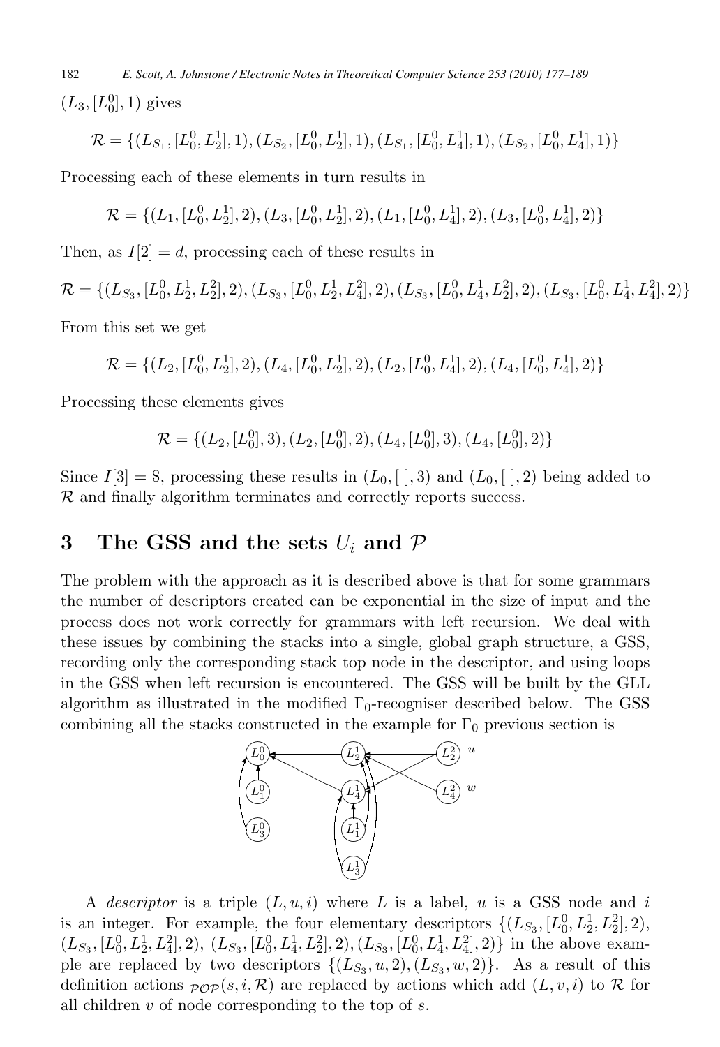$(L_3, [L_0^0], 1)$ gives

$$\mathcal{R} = \{(L_{S_1}, [L_0^0, L_2^1], 1), (L_{S_2}, [L_0^0, L_2^1], 1), (L_{S_1}, [L_0^0, L_4^1], 1), (L_{S_2}, [L_0^0, L_4^1], 1)\}$$

Processing each of these elements in turn results in

$$\mathcal{R} = \{(L_1, [L_0^0, L_2^1], 2), (L_3, [L_0^0, L_2^1], 2), (L_1, [L_0^0, L_4^1], 2), (L_3, [L_0^0, L_4^1], 2)\}$$

Then, as $I[2] = d$, processing each of these results in

$$\mathcal{R} = \{(L_{S_3}, [L_0^0, L_2^1, L_2^2], 2), (L_{S_3}, [L_0^0, L_2^1, L_4^2], 2), (L_{S_3}, [L_0^0, L_4^1, L_2^2], 2), (L_{S_3}, [L_0^0, L_4^1, L_4^2], 2)\}$$

From this set we get

$$\mathcal{R} = \{(L_2, [L_0^0, L_2^1], 2), (L_4, [L_0^0, L_2^1], 2), (L_2, [L_0^0, L_4^1], 2), (L_4, [L_0^0, L_4^1], 2)\}$$

Processing these elements gives

$$\mathcal{R} = \{(L_2, [L_0^0], 3), (L_2, [L_0^0], 2), (L_4, [L_0^0], 3), (L_4, [L_0^0], 2)\}$$

Since $I[3] = \$$, processing these results in $(L_0, [\ ], 3)$ and $(L_0, [\ ], 2)$ being added to $\mathcal{R}$ and finally algorithm terminates and correctly reports success.

## 3 The GSS and the sets $U_i$ and $\mathcal{P}$

The problem with the approach as it is described above is that for some grammars the number of descriptors created can be exponential in the size of input and the process does not work correctly for grammars with left recursion. We deal with these issues by combining the stacks into a single, global graph structure, a GSS, recording only the corresponding stack top node in the descriptor, and using loops in the GSS when left recursion is encountered. The GSS will be built by the GLL algorithm as illustrated in the modified $\Gamma_0$-recogniser described below. The GSS combining all the stacks constructed in the example for $\Gamma_0$ previous section is

A *descriptor* is a triple $(L, u, i)$ where $L$ is a label, $u$ is a GSS node and $i$ is an integer. For example, the four elementary descriptors $\{(L_{S_3}, [L_0^0, L_2^1, L_2^2], 2),$ $(L_{S_3}, [L_0^0, L_2^1, L_4^2], 2),$ $(L_{S_3}, [L_0^0, L_4^1, L_2^2], 2), (L_{S_3}, [L_0^0, L_4^1, L_4^2], 2)\}$ in the above example are replaced by two descriptors $\{(L_{S_3}, u, 2), (L_{S_3}, w, 2)\}$. As a result of this definition actions $\mathcal{POP}(s, i, \mathcal{R})$ are replaced by actions which add $(L, v, i)$ to $\mathcal{R}$ for all children $v$ of node corresponding to the top of $s$.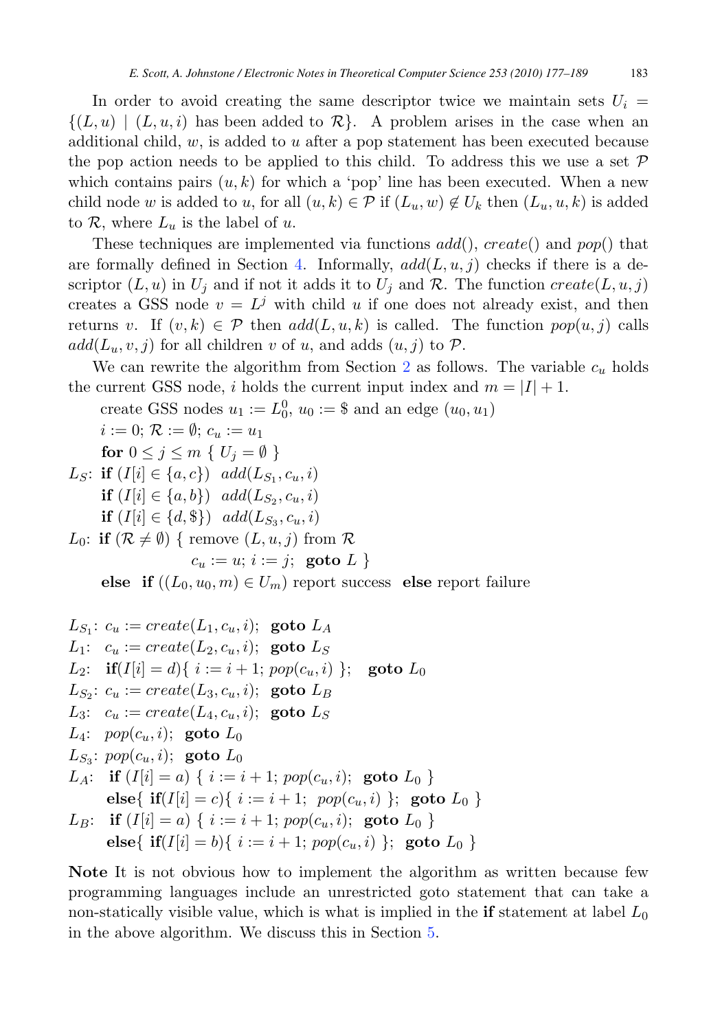In order to avoid creating the same descriptor twice we maintain sets $U_i = \{(L, u) \mid (L, u, i) \text{ has been added to } \mathcal{R}\}$. A problem arises in the case when an additional child, $w$, is added to $u$ after a pop statement has been executed because the pop action needs to be applied to this child. To address this we use a set $\mathcal{P}$ which contains pairs $(u, k)$ for which a 'pop' line has been executed. When a new child node $w$ is added to $u$, for all $(u, k) \in \mathcal{P}$ if $(L_u, w) \notin U_k$ then $(L_u, u, k)$ is added to $\mathcal{R}$, where $L_u$ is the label of $u$.

These techniques are implemented via functions $add()$, $create()$ and $pop()$ that are formally defined in Section 4. Informally, $add(L, u, j)$ checks if there is a descriptor $(L, u)$ in $U_j$ and if not it adds it to $U_j$ and $\mathcal{R}$. The function $create(L, u, j)$ creates a GSS node $v = L^j$ with child $u$ if one does not already exist, and then returns $v$. If $(v, k) \in \mathcal{P}$ then $add(L, u, k)$ is called. The function $pop(u, j)$ calls $add(L_u, v, j)$ for all children $v$ of $u$, and adds $(u, j)$ to $\mathcal{P}$.

We can rewrite the algorithm from Section 2 as follows. The variable $c_u$ holds the current GSS node, $i$ holds the current input index and $m = |I| + 1$.

create GSS nodes $u_1 := L_0^0$, $u_0 :=$ \$ and an edge $(u_0, u_1)$
$i := 0$; $\mathcal{R} := \emptyset$; $c_u := u_1$
**for** $0 \leq j \leq m$ { $U_j = \emptyset$ }
$L_S$: **if** $(I[i] \in \{a, c\})$ $add(L_{S_1}, c_u, i)$
**if** $(I[i] \in \{a, b\})$ $add(L_{S_2}, c_u, i)$
**if** $(I[i] \in \{d, \$\})$ $add(L_{S_3}, c_u, i)$
$L_0$: **if** $(\mathcal{R} \neq \emptyset)$ { remove $(L, u, j)$ from $\mathcal{R}$
$c_u := u$; $i := j$; **goto** $L$ }
**else** **if** $((L_0, u_0, m) \in U_m)$ report success **else** report failure

$L_{S_1}$: $c_u := create(L_1, c_u, i)$; **goto** $L_A$
$L_1$: $c_u := create(L_2, c_u, i)$; **goto** $L_S$
$L_2$: **if**$(I[i] = d)${ $i := i + 1$; $pop(c_u, i)$ }; **goto** $L_0$
$L_{S_2}$: $c_u := create(L_3, c_u, i)$; **goto** $L_B$
$L_3$: $c_u := create(L_4, c_u, i)$; **goto** $L_S$
$L_4$: $pop(c_u, i)$; **goto** $L_0$
$L_{S_3}$: $pop(c_u, i)$; **goto** $L_0$
$L_A$: **if** $(I[i] = a)$ { $i := i + 1$; $pop(c_u, i)$; **goto** $L_0$ }
**else**{ **if**$(I[i] = c)${ $i := i + 1$; $pop(c_u, i)$ }; **goto** $L_0$ }
$L_B$: **if** $(I[i] = a)$ { $i := i + 1$; $pop(c_u, i)$; **goto** $L_0$ }
**else**{ **if**$(I[i] = b)${ $i := i + 1$; $pop(c_u, i)$ }; **goto** $L_0$ }

**Note** It is not obvious how to implement the algorithm as written because few programming languages include an unrestricted goto statement that can take a non-statically visible value, which is what is implied in the **if** statement at label $L_0$ in the above algorithm. We discuss this in Section 5.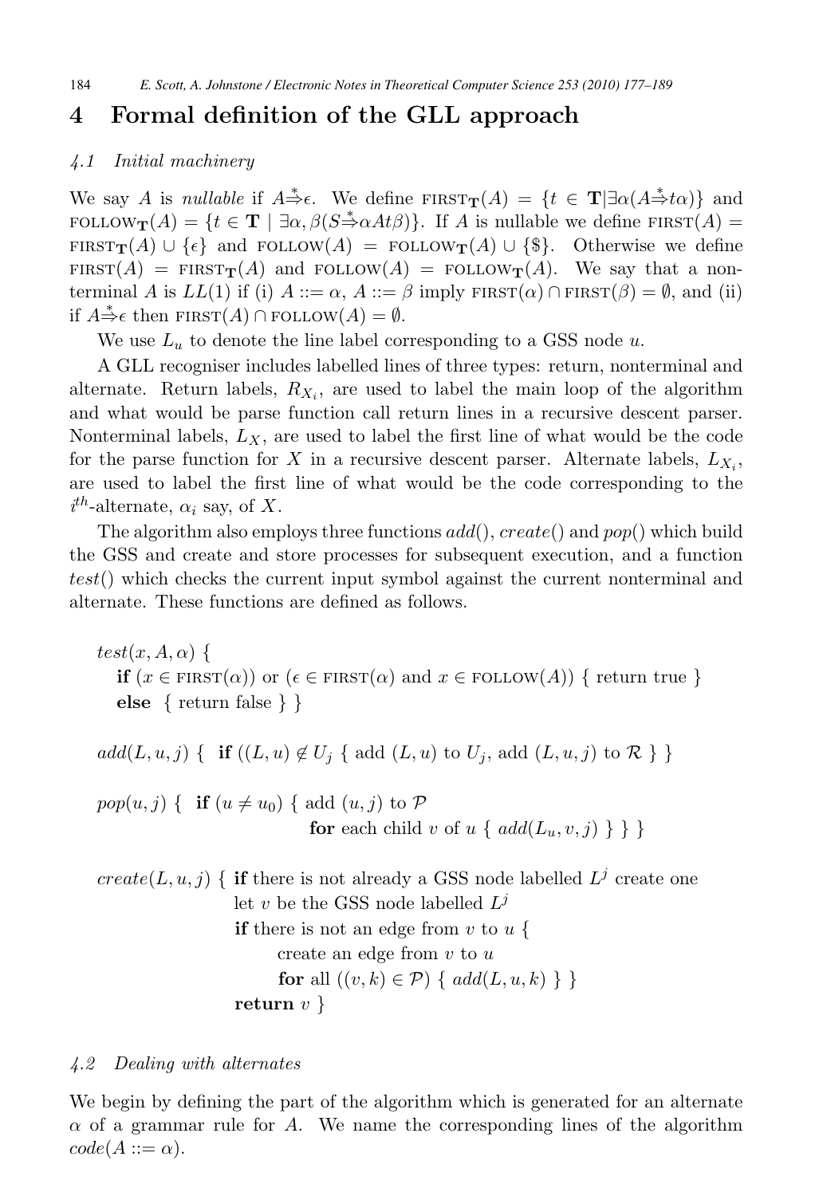## 4 Formal definition of the GLL approach

### 4.1 Initial machinery

We say $A$ is *nullable* if $A \stackrel{*}{\Rightarrow} \epsilon$. We define $\text{FIRST}_{\mathbf{T}}(A) = \{t \in \mathbf{T} | \exists \alpha (A \stackrel{*}{\Rightarrow} t\alpha)\}$ and $\text{FOLLOW}_{\mathbf{T}}(A) = \{t \in \mathbf{T} \mid \exists \alpha, \beta (S \stackrel{*}{\Rightarrow} \alpha A t \beta)\}$. If $A$ is nullable we define $\text{FIRST}(A) = \text{FIRST}_{\mathbf{T}}(A) \cup \{\epsilon\}$ and $\text{FOLLOW}(A) = \text{FOLLOW}_{\mathbf{T}}(A) \cup \{\$\}$. Otherwise we define $\text{FIRST}(A) = \text{FIRST}_{\mathbf{T}}(A)$ and $\text{FOLLOW}(A) = \text{FOLLOW}_{\mathbf{T}}(A)$. We say that a non-terminal $A$ is $LL(1)$ if (i) $A ::= \alpha$, $A ::= \beta$ imply $\text{FIRST}(\alpha) \cap \text{FIRST}(\beta) = \emptyset$, and (ii) if $A \stackrel{*}{\Rightarrow} \epsilon$ then $\text{FIRST}(A) \cap \text{FOLLOW}(A) = \emptyset$.

We use $L_u$ to denote the line label corresponding to a GSS node $u$.

A GLL recogniser includes labelled lines of three types: return, nonterminal and alternate. Return labels, $R_{X_i}$, are used to label the main loop of the algorithm and what would be parse function call return lines in a recursive descent parser. Nonterminal labels, $L_X$, are used to label the first line of what would be the code for the parse function for $X$ in a recursive descent parser. Alternate labels, $L_{X_i}$, are used to label the first line of what would be the code corresponding to the $i^{th}$-alternate, $\alpha_i$ say, of $X$.

The algorithm also employs three functions *add*(), *create*() and *pop*() which build the GSS and create and store processes for subsequent execution, and a function *test*() which checks the current input symbol against the current nonterminal and alternate. These functions are defined as follows.

```
test(x, A, α) {
   if (x ∈ FIRST(α)) or (ε ∈ FIRST(α) and x ∈ FOLLOW(A)) { return true }
   else  { return false } }

add(L, u, j) {  if ((L, u) ∉ U_j { add (L, u) to U_j, add (L, u, j) to R } }

pop(u, j) {  if (u ≠ u_0) { add (u, j) to P
                            for each child v of u { add(L_u, v, j) } } }

create(L, u, j) { if there is not already a GSS node labelled L^j create one
                  let v be the GSS node labelled L^j
                  if there is not an edge from v to u {
                        create an edge from v to u
                        for all ((v, k) ∈ P) { add(L, u, k) } }
                  return v }
```

### 4.2 Dealing with alternates

We begin by defining the part of the algorithm which is generated for an alternate $\alpha$ of a grammar rule for $A$. We name the corresponding lines of the algorithm $code(A ::= \alpha)$.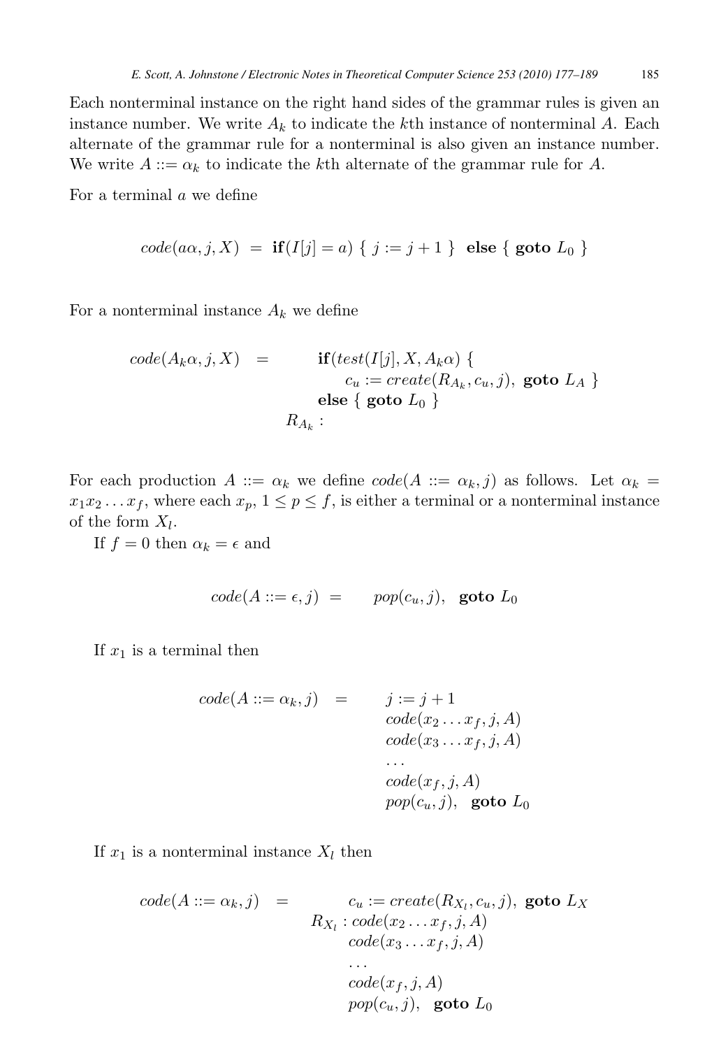Each nonterminal instance on the right hand sides of the grammar rules is given an instance number. We write $A_k$ to indicate the $k$th instance of nonterminal $A$. Each alternate of the grammar rule for a nonterminal is also given an instance number. We write $A ::= \alpha_k$ to indicate the $k$th alternate of the grammar rule for $A$.

For a terminal $a$ we define

$$code(a\alpha, j, X) \;=\; \textbf{if}(I[j] = a)\ \{\ j := j + 1\ \}\ \ \textbf{else}\ \{\ \textbf{goto}\ L_0\ \}$$

For a nonterminal instance $A_k$ we define

$$\begin{aligned} code(A_k\alpha, j, X) \;=\; & \quad \textbf{if}(test(I[j], X, A_k\alpha)\ \{ \\ & \qquad c_u := create(R_{A_k}, c_u, j),\ \textbf{goto}\ L_A\ \} \\ & \quad \textbf{else}\ \{\ \textbf{goto}\ L_0\ \} \\ & R_{A_k} : \end{aligned}$$

For each production $A ::= \alpha_k$ we define $code(A ::= \alpha_k, j)$ as follows. Let $\alpha_k = x_1 x_2 \ldots x_f$, where each $x_p$, $1 \leq p \leq f$, is either a terminal or a nonterminal instance of the form $X_l$.

If $f = 0$ then $\alpha_k = \epsilon$ and

$$code(A ::= \epsilon, j) \;=\; pop(c_u, j),\ \ \textbf{goto}\ L_0$$

If $x_1$ is a terminal then

$$\begin{aligned} code(A ::= \alpha_k, j) \;=\; & \quad j := j + 1 \\ & \quad code(x_2 \ldots x_f, j, A) \\ & \quad code(x_3 \ldots x_f, j, A) \\ & \quad \ldots \\ & \quad code(x_f, j, A) \\ & \quad pop(c_u, j),\ \ \textbf{goto}\ L_0 \end{aligned}$$

If $x_1$ is a nonterminal instance $X_l$ then

$$\begin{aligned} code(A ::= \alpha_k, j) \;=\; & \quad c_u := create(R_{X_l}, c_u, j),\ \textbf{goto}\ L_X \\ & R_{X_l} : code(x_2 \ldots x_f, j, A) \\ & \quad code(x_3 \ldots x_f, j, A) \\ & \quad \ldots \\ & \quad code(x_f, j, A) \\ & \quad pop(c_u, j),\ \ \textbf{goto}\ L_0 \end{aligned}$$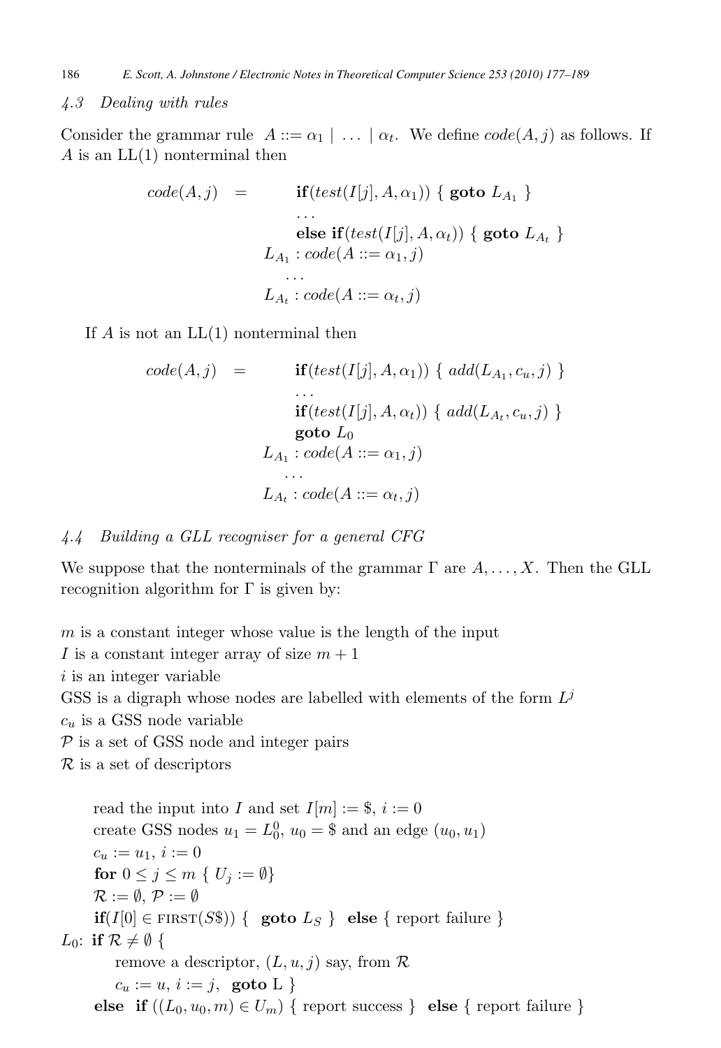### 4.3 Dealing with rules

Consider the grammar rule $A ::= \alpha_1 \mid \dots \mid \alpha_t$. We define $code(A, j)$ as follows. If $A$ is an LL(1) nonterminal then

$$
\begin{array}{rcl}
code(A, j) & = & \textbf{if}(test(I[j], A, \alpha_1)) \; \{ \; \textbf{goto} \; L_{A_1} \; \} \\
& & \dots \\
& & \textbf{else if}(test(I[j], A, \alpha_t)) \; \{ \; \textbf{goto} \; L_{A_t} \; \} \\
& & L_{A_1} : code(A ::= \alpha_1, j) \\
& & \dots \\
& & L_{A_t} : code(A ::= \alpha_t, j)
\end{array}
$$

If $A$ is not an LL(1) nonterminal then

$$
\begin{array}{rcl}
code(A, j) & = & \textbf{if}(test(I[j], A, \alpha_1)) \; \{ \; add(L_{A_1}, c_u, j) \; \} \\
& & \dots \\
& & \textbf{if}(test(I[j], A, \alpha_t)) \; \{ \; add(L_{A_t}, c_u, j) \; \} \\
& & \textbf{goto} \; L_0 \\
& & L_{A_1} : code(A ::= \alpha_1, j) \\
& & \dots \\
& & L_{A_t} : code(A ::= \alpha_t, j)
\end{array}
$$

### 4.4 Building a GLL recogniser for a general CFG

We suppose that the nonterminals of the grammar $\Gamma$ are $A, \dots, X$. Then the GLL recognition algorithm for $\Gamma$ is given by:

$m$ is a constant integer whose value is the length of the input
$I$ is a constant integer array of size $m + 1$
$i$ is an integer variable
GSS is a digraph whose nodes are labelled with elements of the form $L^j$
$c_u$ is a GSS node variable
$\mathcal{P}$ is a set of GSS node and integer pairs
$\mathcal{R}$ is a set of descriptors

```
      read the input into I and set I[m] := $, i := 0
      create GSS nodes u1 = L_0^0, u0 = $ and an edge (u0, u1)
      c_u := u1, i := 0
      for 0 ≤ j ≤ m { U_j := ∅}
      R := ∅, P := ∅
      if(I[0] ∈ FIRST(S$)) { goto L_S } else { report failure }
L0:  if R ≠ ∅ {
         remove a descriptor, (L, u, j) say, from R
         c_u := u, i := j, goto L }
     else if ((L0, u0, m) ∈ U_m) { report success } else { report failure }
```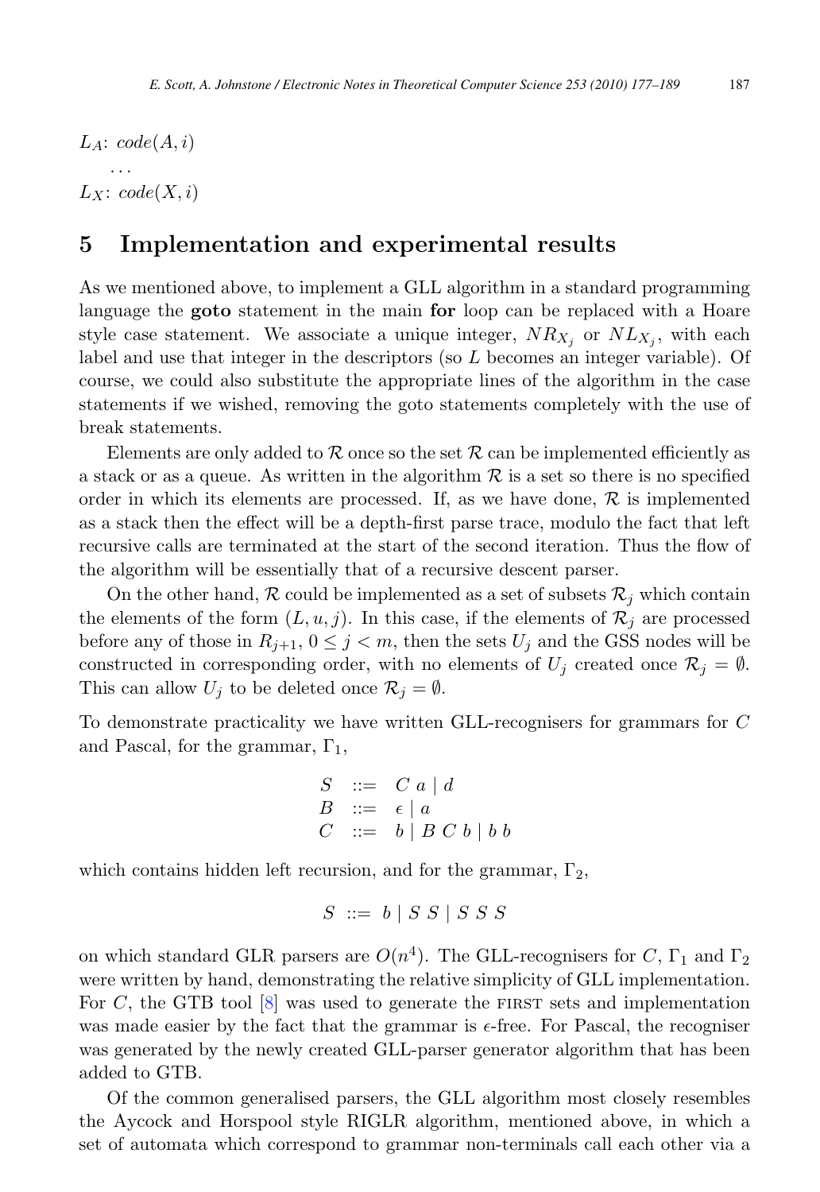$L_A$: $code(A, i)$

...

$L_X$: $code(X, i)$

## 5 Implementation and experimental results

As we mentioned above, to implement a GLL algorithm in a standard programming language the **goto** statement in the main **for** loop can be replaced with a Hoare style case statement. We associate a unique integer, $NR_{X_j}$ or $NL_{X_j}$, with each label and use that integer in the descriptors (so $L$ becomes an integer variable). Of course, we could also substitute the appropriate lines of the algorithm in the case statements if we wished, removing the goto statements completely with the use of break statements.

Elements are only added to $\mathcal{R}$ once so the set $\mathcal{R}$ can be implemented efficiently as a stack or as a queue. As written in the algorithm $\mathcal{R}$ is a set so there is no specified order in which its elements are processed. If, as we have done, $\mathcal{R}$ is implemented as a stack then the effect will be a depth-first parse trace, modulo the fact that left recursive calls are terminated at the start of the second iteration. Thus the flow of the algorithm will be essentially that of a recursive descent parser.

On the other hand, $\mathcal{R}$ could be implemented as a set of subsets $\mathcal{R}_j$ which contain the elements of the form $(L, u, j)$. In this case, if the elements of $\mathcal{R}_j$ are processed before any of those in $R_{j+1}$, $0 \leq j < m$, then the sets $U_j$ and the GSS nodes will be constructed in corresponding order, with no elements of $U_j$ created once $\mathcal{R}_j = \emptyset$. This can allow $U_j$ to be deleted once $\mathcal{R}_j = \emptyset$.

To demonstrate practicality we have written GLL-recognisers for grammars for $C$ and Pascal, for the grammar, $\Gamma_1$,

$$
\begin{array}{lll}
S & ::= & C\ a \mid d \\
B & ::= & \epsilon \mid a \\
C & ::= & b \mid B\ C\ b \mid b\ b
\end{array}
$$

which contains hidden left recursion, and for the grammar, $\Gamma_2$,

$$
S\ ::=\ b \mid S\ S \mid S\ S\ S
$$

on which standard GLR parsers are $O(n^4)$. The GLL-recognisers for $C$, $\Gamma_1$ and $\Gamma_2$ were written by hand, demonstrating the relative simplicity of GLL implementation. For $C$, the GTB tool [8] was used to generate the FIRST sets and implementation was made easier by the fact that the grammar is $\epsilon$-free. For Pascal, the recogniser was generated by the newly created GLL-parser generator algorithm that has been added to GTB.

Of the common generalised parsers, the GLL algorithm most closely resembles the Aycock and Horspool style RIGLR algorithm, mentioned above, in which a set of automata which correspond to grammar non-terminals call each other via a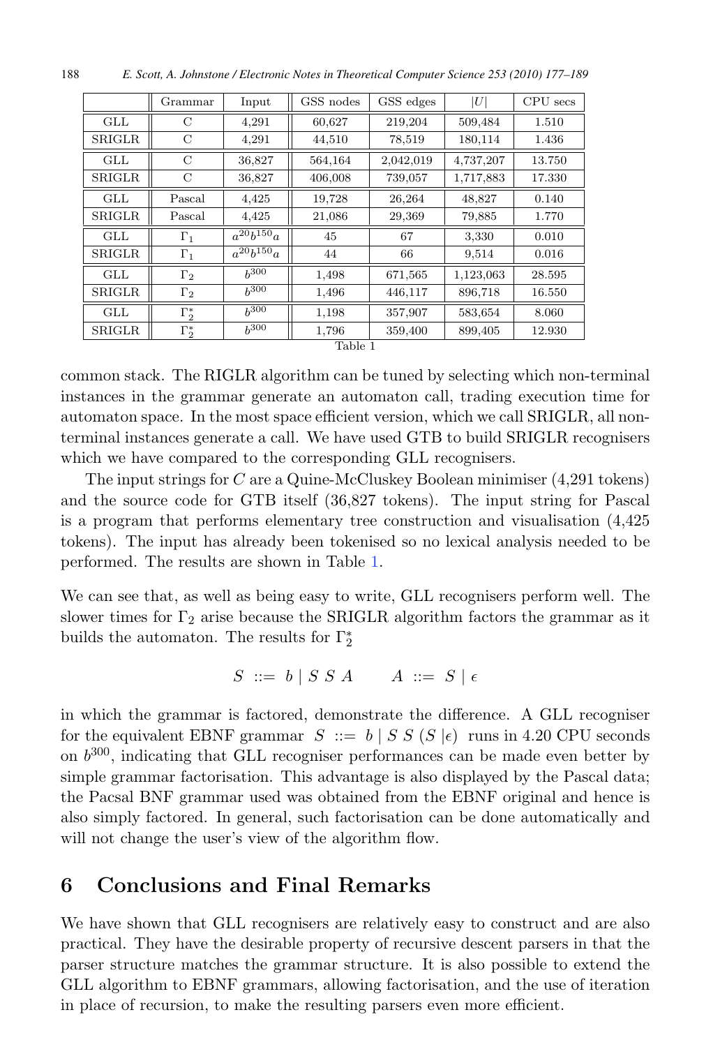|  | Grammar | Input | GSS nodes | GSS edges | $\|U\|$ | CPU secs |
|---|---|---|---|---|---|---|
| GLL | C | 4,291 | 60,627 | 219,204 | 509,484 | 1.510 |
| SRIGLR | C | 4,291 | 44,510 | 78,519 | 180,114 | 1.436 |
| GLL | C | 36,827 | 564,164 | 2,042,019 | 4,737,207 | 13.750 |
| SRIGLR | C | 36,827 | 406,008 | 739,057 | 1,717,883 | 17.330 |
| GLL | Pascal | 4,425 | 19,728 | 26,264 | 48,827 | 0.140 |
| SRIGLR | Pascal | 4,425 | 21,086 | 29,369 | 79,885 | 1.770 |
| GLL | $\Gamma_1$ | $a^{20}b^{150}a$ | 45 | 67 | 3,330 | 0.010 |
| SRIGLR | $\Gamma_1$ | $a^{20}b^{150}a$ | 44 | 66 | 9,514 | 0.016 |
| GLL | $\Gamma_2$ | $b^{300}$ | 1,498 | 671,565 | 1,123,063 | 28.595 |
| SRIGLR | $\Gamma_2$ | $b^{300}$ | 1,496 | 446,117 | 896,718 | 16.550 |
| GLL | $\Gamma_2^*$ | $b^{300}$ | 1,198 | 357,907 | 583,654 | 8.060 |
| SRIGLR | $\Gamma_2^*$ | $b^{300}$ | 1,796 | 359,400 | 899,405 | 12.930 |

Table 1

common stack. The RIGLR algorithm can be tuned by selecting which non-terminal instances in the grammar generate an automaton call, trading execution time for automaton space. In the most space efficient version, which we call SRIGLR, all non-terminal instances generate a call. We have used GTB to build SRIGLR recognisers which we have compared to the corresponding GLL recognisers.

The input strings for $C$ are a Quine-McCluskey Boolean minimiser (4,291 tokens) and the source code for GTB itself (36,827 tokens). The input string for Pascal is a program that performs elementary tree construction and visualisation (4,425 tokens). The input has already been tokenised so no lexical analysis needed to be performed. The results are shown in Table 1.

We can see that, as well as being easy to write, GLL recognisers perform well. The slower times for $\Gamma_2$ arise because the SRIGLR algorithm factors the grammar as it builds the automaton. The results for $\Gamma_2^*$

$$S ::= b \mid S\ S\ A \qquad A ::= S \mid \epsilon$$

in which the grammar is factored, demonstrate the difference. A GLL recogniser for the equivalent EBNF grammar $S ::= b \mid S\ S\ (S\ |\epsilon)$ runs in 4.20 CPU seconds on $b^{300}$, indicating that GLL recogniser performances can be made even better by simple grammar factorisation. This advantage is also displayed by the Pascal data; the Pacsal BNF grammar used was obtained from the EBNF original and hence is also simply factored. In general, such factorisation can be done automatically and will not change the user's view of the algorithm flow.

## 6 Conclusions and Final Remarks

We have shown that GLL recognisers are relatively easy to construct and are also practical. They have the desirable property of recursive descent parsers in that the parser structure matches the grammar structure. It is also possible to extend the GLL algorithm to EBNF grammars, allowing factorisation, and the use of iteration in place of recursion, to make the resulting parsers even more efficient.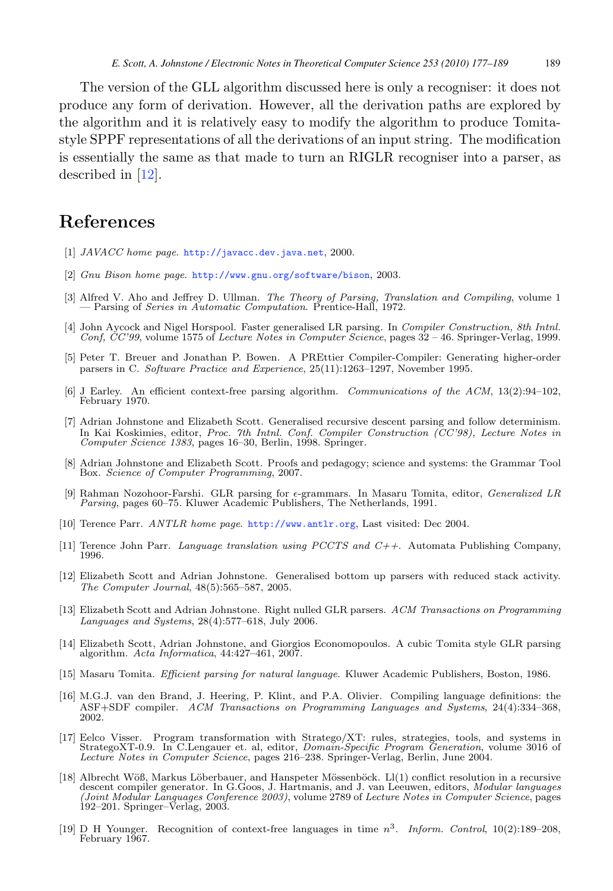The version of the GLL algorithm discussed here is only a recogniser: it does not produce any form of derivation. However, all the derivation paths are explored by the algorithm and it is relatively easy to modify the algorithm to produce Tomita-style SPPF representations of all the derivations of an input string. The modification is essentially the same as that made to turn an RIGLR recogniser into a parser, as described in [12].

## References

[1] *JAVACC home page*. http://javacc.dev.java.net, 2000.

[2] *Gnu Bison home page*. http://www.gnu.org/software/bison, 2003.

[3] Alfred V. Aho and Jeffrey D. Ullman. *The Theory of Parsing, Translation and Compiling*, volume 1 — Parsing of *Series in Automatic Computation*. Prentice-Hall, 1972.

[4] John Aycock and Nigel Horspool. Faster generalised LR parsing. In *Compiler Construction, 8th Intnl. Conf, CC'99*, volume 1575 of *Lecture Notes in Computer Science*, pages 32 – 46. Springer-Verlag, 1999.

[5] Peter T. Breuer and Jonathan P. Bowen. A PREttier Compiler-Compiler: Generating higher-order parsers in C. *Software Practice and Experience*, 25(11):1263–1297, November 1995.

[6] J Earley. An efficient context-free parsing algorithm. *Communications of the ACM*, 13(2):94–102, February 1970.

[7] Adrian Johnstone and Elizabeth Scott. Generalised recursive descent parsing and follow determinism. In Kai Koskimies, editor, *Proc. 7th Intnl. Conf. Compiler Construction (CC'98), Lecture Notes in Computer Science 1383*, pages 16–30, Berlin, 1998. Springer.

[8] Adrian Johnstone and Elizabeth Scott. Proofs and pedagogy; science and systems: the Grammar Tool Box. *Science of Computer Programming*, 2007.

[9] Rahman Nozohoor-Farshi. GLR parsing for $\epsilon$-grammars. In Masaru Tomita, editor, *Generalized LR Parsing*, pages 60–75. Kluwer Academic Publishers, The Netherlands, 1991.

[10] Terence Parr. *ANTLR home page*. http://www.antlr.org, Last visited: Dec 2004.

[11] Terence John Parr. *Language translation using PCCTS and C++*. Automata Publishing Company, 1996.

[12] Elizabeth Scott and Adrian Johnstone. Generalised bottom up parsers with reduced stack activity. *The Computer Journal*, 48(5):565–587, 2005.

[13] Elizabeth Scott and Adrian Johnstone. Right nulled GLR parsers. *ACM Transactions on Programming Languages and Systems*, 28(4):577–618, July 2006.

[14] Elizabeth Scott, Adrian Johnstone, and Giorgios Economopoulos. A cubic Tomita style GLR parsing algorithm. *Acta Informatica*, 44:427–461, 2007.

[15] Masaru Tomita. *Efficient parsing for natural language*. Kluwer Academic Publishers, Boston, 1986.

[16] M.G.J. van den Brand, J. Heering, P. Klint, and P.A. Olivier. Compiling language definitions: the ASF+SDF compiler. *ACM Transactions on Programming Languages and Systems*, 24(4):334–368, 2002.

[17] Eelco Visser. Program transformation with Stratego/XT: rules, strategies, tools, and systems in StrategoXT-0.9. In C.Lengauer et. al, editor, *Domain-Specific Program Generation*, volume 3016 of *Lecture Notes in Computer Science*, pages 216–238. Springer-Verlag, Berlin, June 2004.

[18] Albrecht Wöß, Markus Löberbauer, and Hanspeter Mössenböck. Ll(1) conflict resolution in a recursive descent compiler generator. In G.Goos, J. Hartmanis, and J. van Leeuwen, editors, *Modular languages (Joint Modular Languages Conference 2003)*, volume 2789 of *Lecture Notes in Computer Science*, pages 192–201. Springer–Verlag, 2003.

[19] D H Younger. Recognition of context-free languages in time $n^3$. *Inform. Control*, 10(2):189–208, February 1967.